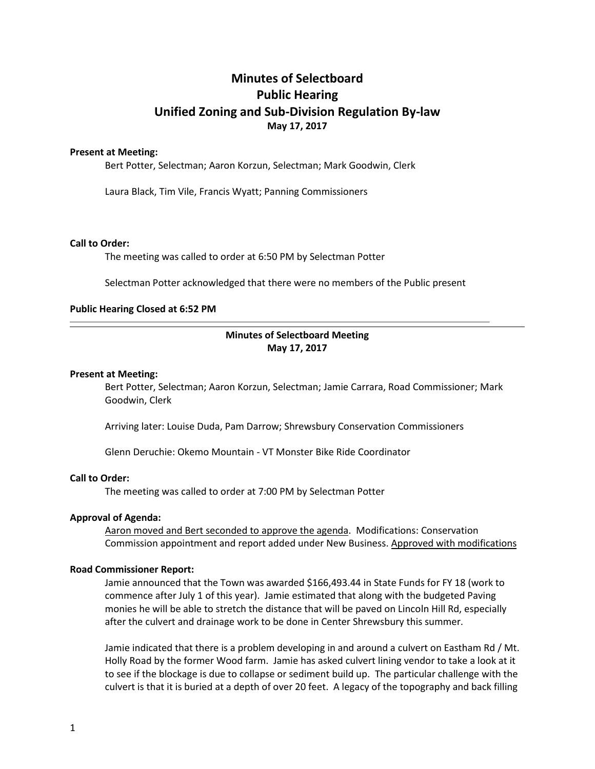# Minutes of Selectboard
# Public Hearing
# Unified Zoning and Sub-Division Regulation By-law
**May 17, 2017**

**Present at Meeting:**

Bert Potter, Selectman; Aaron Korzun, Selectman; Mark Goodwin, Clerk

Laura Black, Tim Vile, Francis Wyatt; Panning Commissioners

**Call to Order:**

The meeting was called to order at 6:50 PM by Selectman Potter

Selectman Potter acknowledged that there were no members of the Public present

**Public Hearing Closed at 6:52 PM**

---

## Minutes of Selectboard Meeting
**May 17, 2017**

**Present at Meeting:**

Bert Potter, Selectman; Aaron Korzun, Selectman; Jamie Carrara, Road Commissioner; Mark Goodwin, Clerk

Arriving later: Louise Duda, Pam Darrow; Shrewsbury Conservation Commissioners

Glenn Deruchie: Okemo Mountain - VT Monster Bike Ride Coordinator

**Call to Order:**

The meeting was called to order at 7:00 PM by Selectman Potter

**Approval of Agenda:**

<u>Aaron moved and Bert seconded to approve the agenda</u>. Modifications: Conservation Commission appointment and report added under New Business. <u>Approved with modifications</u>

**Road Commissioner Report:**

Jamie announced that the Town was awarded $166,493.44 in State Funds for FY 18 (work to commence after July 1 of this year). Jamie estimated that along with the budgeted Paving monies he will be able to stretch the distance that will be paved on Lincoln Hill Rd, especially after the culvert and drainage work to be done in Center Shrewsbury this summer.

Jamie indicated that there is a problem developing in and around a culvert on Eastham Rd / Mt. Holly Road by the former Wood farm. Jamie has asked culvert lining vendor to take a look at it to see if the blockage is due to collapse or sediment build up. The particular challenge with the culvert is that it is buried at a depth of over 20 feet. A legacy of the topography and back filling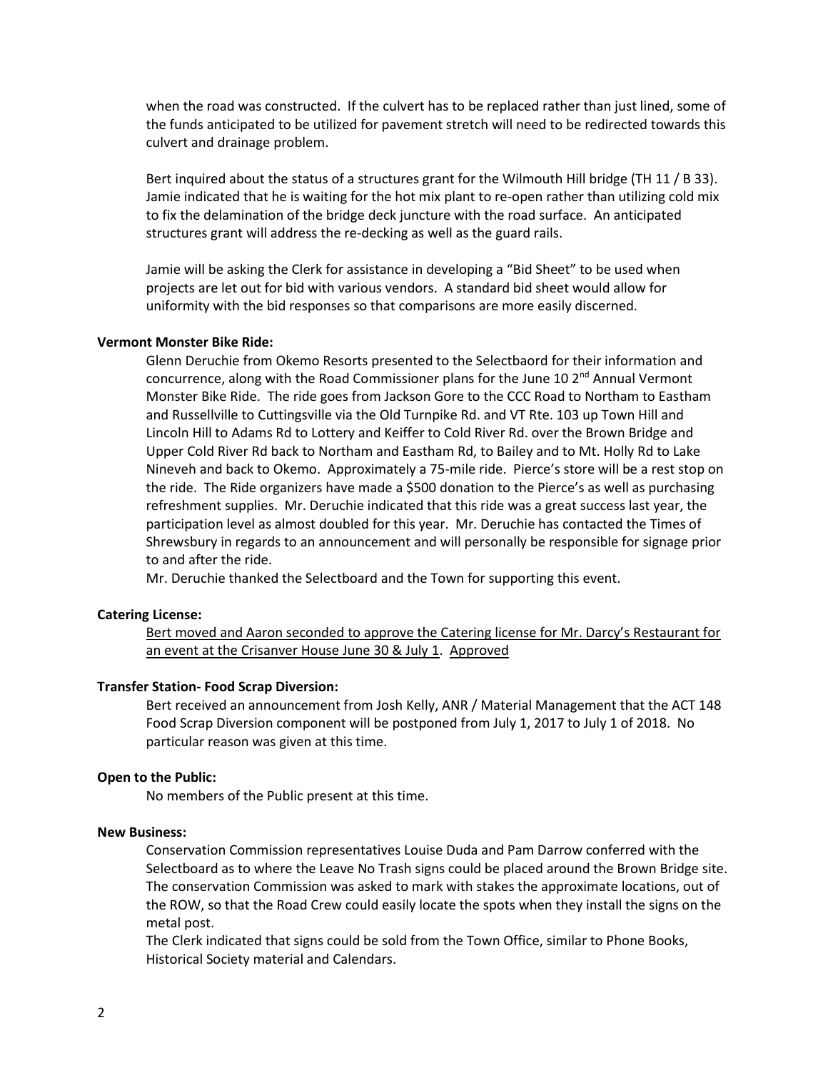when the road was constructed. If the culvert has to be replaced rather than just lined, some of the funds anticipated to be utilized for pavement stretch will need to be redirected towards this culvert and drainage problem.

Bert inquired about the status of a structures grant for the Wilmouth Hill bridge (TH 11 / B 33). Jamie indicated that he is waiting for the hot mix plant to re-open rather than utilizing cold mix to fix the delamination of the bridge deck juncture with the road surface. An anticipated structures grant will address the re-decking as well as the guard rails.

Jamie will be asking the Clerk for assistance in developing a "Bid Sheet" to be used when projects are let out for bid with various vendors. A standard bid sheet would allow for uniformity with the bid responses so that comparisons are more easily discerned.

**Vermont Monster Bike Ride:**

Glenn Deruchie from Okemo Resorts presented to the Selectbaord for their information and concurrence, along with the Road Commissioner plans for the June 10 2nd Annual Vermont Monster Bike Ride. The ride goes from Jackson Gore to the CCC Road to Northam to Eastham and Russellville to Cuttingsville via the Old Turnpike Rd. and VT Rte. 103 up Town Hill and Lincoln Hill to Adams Rd to Lottery and Keiffer to Cold River Rd. over the Brown Bridge and Upper Cold River Rd back to Northam and Eastham Rd, to Bailey and to Mt. Holly Rd to Lake Nineveh and back to Okemo. Approximately a 75-mile ride. Pierce's store will be a rest stop on the ride. The Ride organizers have made a $500 donation to the Pierce's as well as purchasing refreshment supplies. Mr. Deruchie indicated that this ride was a great success last year, the participation level as almost doubled for this year. Mr. Deruchie has contacted the Times of Shrewsbury in regards to an announcement and will personally be responsible for signage prior to and after the ride.

Mr. Deruchie thanked the Selectboard and the Town for supporting this event.

**Catering License:**

<u>Bert moved and Aaron seconded to approve the Catering license for Mr. Darcy's Restaurant for an event at the Crisanver House June 30 & July 1</u>. <u>Approved</u>

**Transfer Station- Food Scrap Diversion:**

Bert received an announcement from Josh Kelly, ANR / Material Management that the ACT 148 Food Scrap Diversion component will be postponed from July 1, 2017 to July 1 of 2018. No particular reason was given at this time.

**Open to the Public:**

No members of the Public present at this time.

**New Business:**

Conservation Commission representatives Louise Duda and Pam Darrow conferred with the Selectboard as to where the Leave No Trash signs could be placed around the Brown Bridge site. The conservation Commission was asked to mark with stakes the approximate locations, out of the ROW, so that the Road Crew could easily locate the spots when they install the signs on the metal post.

The Clerk indicated that signs could be sold from the Town Office, similar to Phone Books, Historical Society material and Calendars.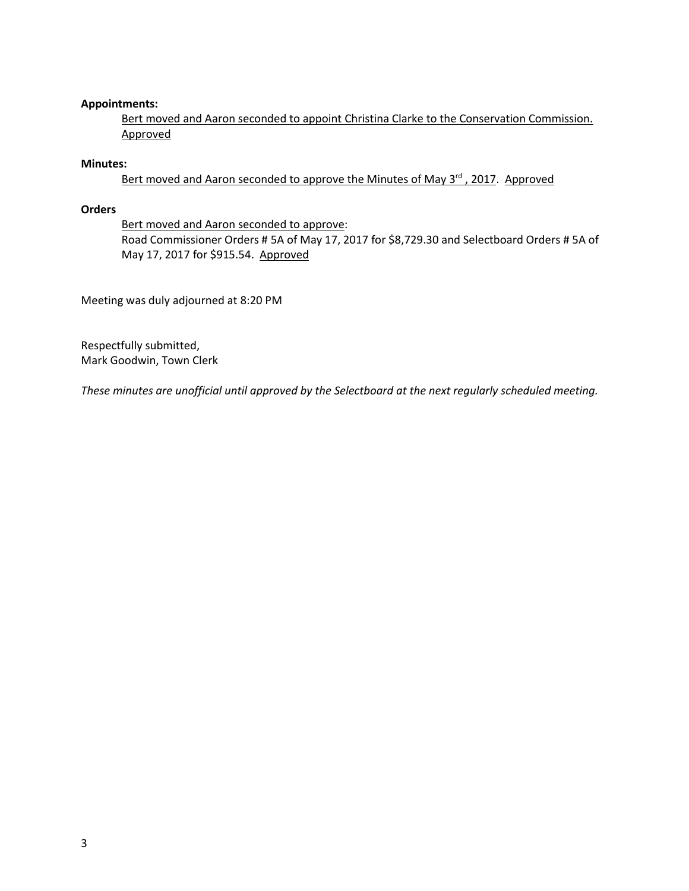**Appointments:**

Bert moved and Aaron seconded to appoint Christina Clarke to the Conservation Commission. Approved

**Minutes:**

Bert moved and Aaron seconded to approve the Minutes of May 3rd , 2017. Approved

**Orders**

Bert moved and Aaron seconded to approve:
Road Commissioner Orders # 5A of May 17, 2017 for $8,729.30 and Selectboard Orders # 5A of May 17, 2017 for $915.54. Approved

Meeting was duly adjourned at 8:20 PM

Respectfully submitted,
Mark Goodwin, Town Clerk

*These minutes are unofficial until approved by the Selectboard at the next regularly scheduled meeting.*